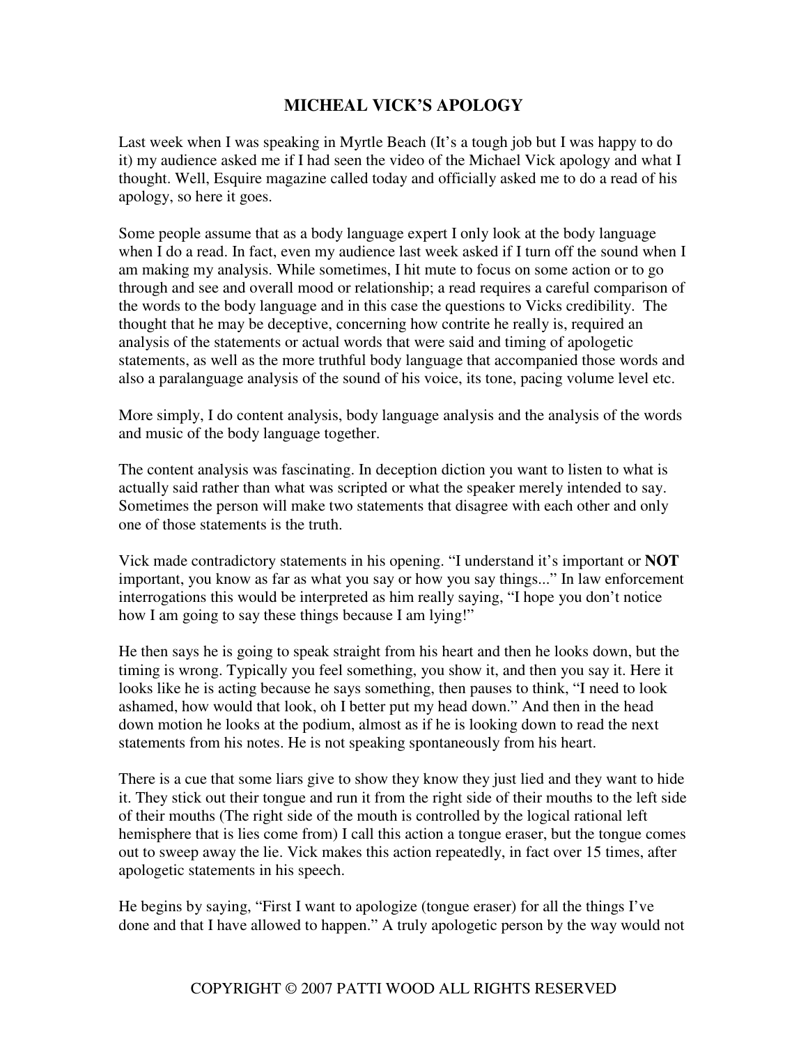# MICHEAL VICK'S APOLOGY

Last week when I was speaking in Myrtle Beach (It's a tough job but I was happy to do it) my audience asked me if I had seen the video of the Michael Vick apology and what I thought. Well, Esquire magazine called today and officially asked me to do a read of his apology, so here it goes.

Some people assume that as a body language expert I only look at the body language when I do a read. In fact, even my audience last week asked if I turn off the sound when I am making my analysis. While sometimes, I hit mute to focus on some action or to go through and see and overall mood or relationship; a read requires a careful comparison of the words to the body language and in this case the questions to Vicks credibility. The thought that he may be deceptive, concerning how contrite he really is, required an analysis of the statements or actual words that were said and timing of apologetic statements, as well as the more truthful body language that accompanied those words and also a paralanguage analysis of the sound of his voice, its tone, pacing volume level etc.

More simply, I do content analysis, body language analysis and the analysis of the words and music of the body language together.

The content analysis was fascinating. In deception diction you want to listen to what is actually said rather than what was scripted or what the speaker merely intended to say. Sometimes the person will make two statements that disagree with each other and only one of those statements is the truth.

Vick made contradictory statements in his opening. "I understand it's important or **NOT** important, you know as far as what you say or how you say things..." In law enforcement interrogations this would be interpreted as him really saying, "I hope you don't notice how I am going to say these things because I am lying!"

He then says he is going to speak straight from his heart and then he looks down, but the timing is wrong. Typically you feel something, you show it, and then you say it. Here it looks like he is acting because he says something, then pauses to think, "I need to look ashamed, how would that look, oh I better put my head down." And then in the head down motion he looks at the podium, almost as if he is looking down to read the next statements from his notes. He is not speaking spontaneously from his heart.

There is a cue that some liars give to show they know they just lied and they want to hide it. They stick out their tongue and run it from the right side of their mouths to the left side of their mouths (The right side of the mouth is controlled by the logical rational left hemisphere that is lies come from) I call this action a tongue eraser, but the tongue comes out to sweep away the lie. Vick makes this action repeatedly, in fact over 15 times, after apologetic statements in his speech.

He begins by saying, "First I want to apologize (tongue eraser) for all the things I've done and that I have allowed to happen." A truly apologetic person by the way would not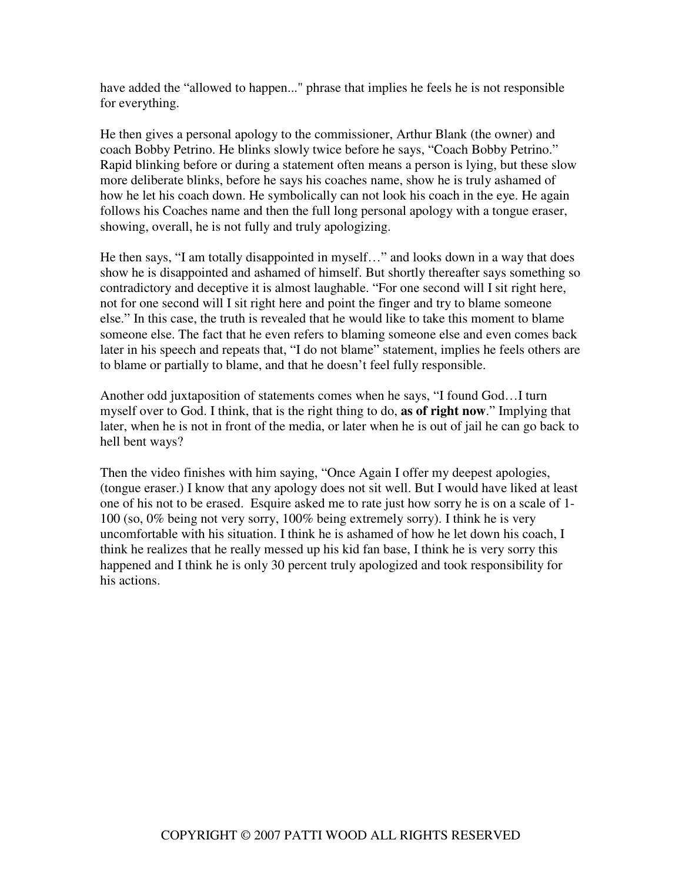have added the “allowed to happen..." phrase that implies he feels he is not responsible for everything.

He then gives a personal apology to the commissioner, Arthur Blank (the owner) and coach Bobby Petrino. He blinks slowly twice before he says, “Coach Bobby Petrino.” Rapid blinking before or during a statement often means a person is lying, but these slow more deliberate blinks, before he says his coaches name, show he is truly ashamed of how he let his coach down. He symbolically can not look his coach in the eye. He again follows his Coaches name and then the full long personal apology with a tongue eraser, showing, overall, he is not fully and truly apologizing.

He then says, “I am totally disappointed in myself…” and looks down in a way that does show he is disappointed and ashamed of himself. But shortly thereafter says something so contradictory and deceptive it is almost laughable. “For one second will I sit right here, not for one second will I sit right here and point the finger and try to blame someone else.” In this case, the truth is revealed that he would like to take this moment to blame someone else. The fact that he even refers to blaming someone else and even comes back later in his speech and repeats that, “I do not blame” statement, implies he feels others are to blame or partially to blame, and that he doesn’t feel fully responsible.

Another odd juxtaposition of statements comes when he says, “I found God…I turn myself over to God. I think, that is the right thing to do, **as of right now**.” Implying that later, when he is not in front of the media, or later when he is out of jail he can go back to hell bent ways?

Then the video finishes with him saying, “Once Again I offer my deepest apologies, (tongue eraser.) I know that any apology does not sit well. But I would have liked at least one of his not to be erased. Esquire asked me to rate just how sorry he is on a scale of 1-100 (so, 0% being not very sorry, 100% being extremely sorry). I think he is very uncomfortable with his situation. I think he is ashamed of how he let down his coach, I think he realizes that he really messed up his kid fan base, I think he is very sorry this happened and I think he is only 30 percent truly apologized and took responsibility for his actions.